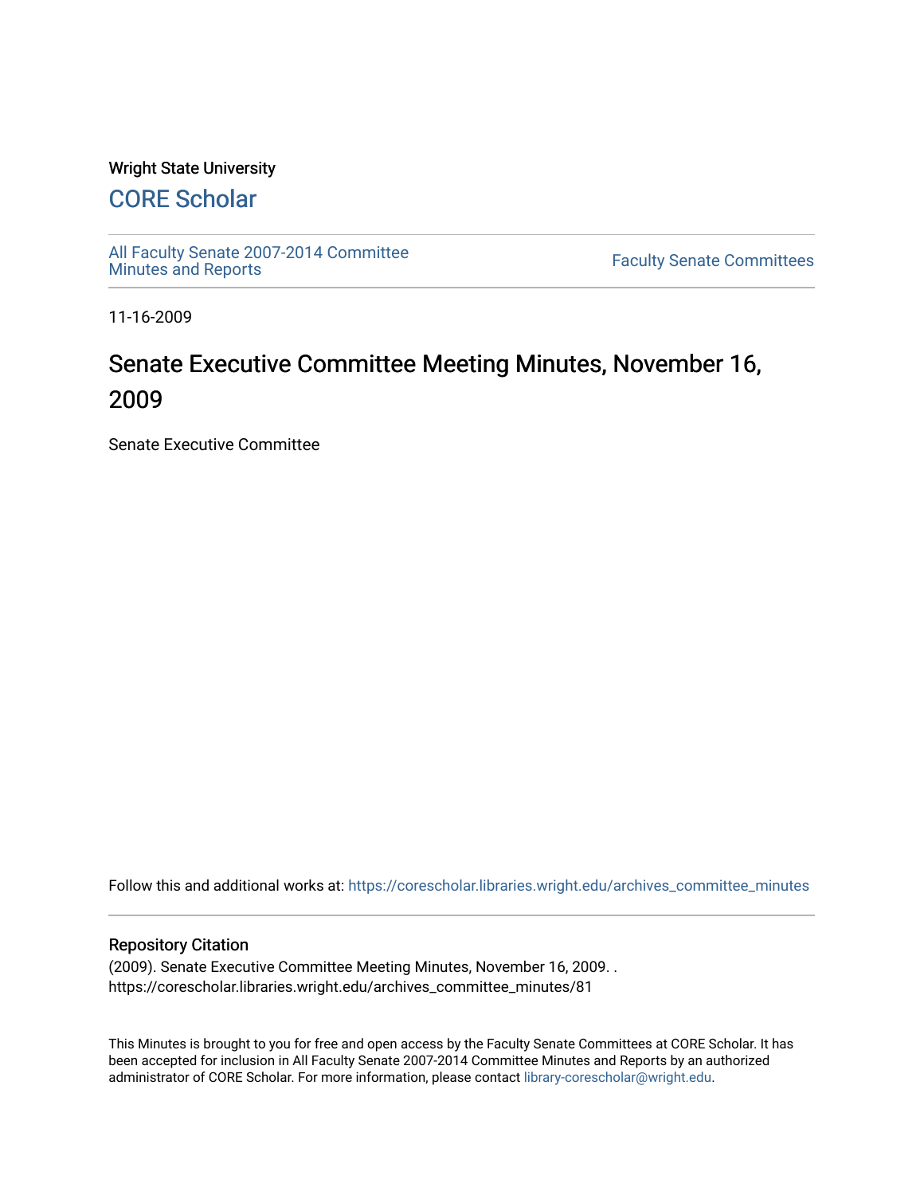Wright State University

# CORE Scholar

All Faculty Senate 2007-2014 Committee Minutes and Reports

Faculty Senate Committees

11-16-2009

# Senate Executive Committee Meeting Minutes, November 16, 2009

Senate Executive Committee

Follow this and additional works at: https://corescholar.libraries.wright.edu/archives_committee_minutes

## Repository Citation

(2009). Senate Executive Committee Meeting Minutes, November 16, 2009. .
https://corescholar.libraries.wright.edu/archives_committee_minutes/81

This Minutes is brought to you for free and open access by the Faculty Senate Committees at CORE Scholar. It has been accepted for inclusion in All Faculty Senate 2007-2014 Committee Minutes and Reports by an authorized administrator of CORE Scholar. For more information, please contact library-corescholar@wright.edu.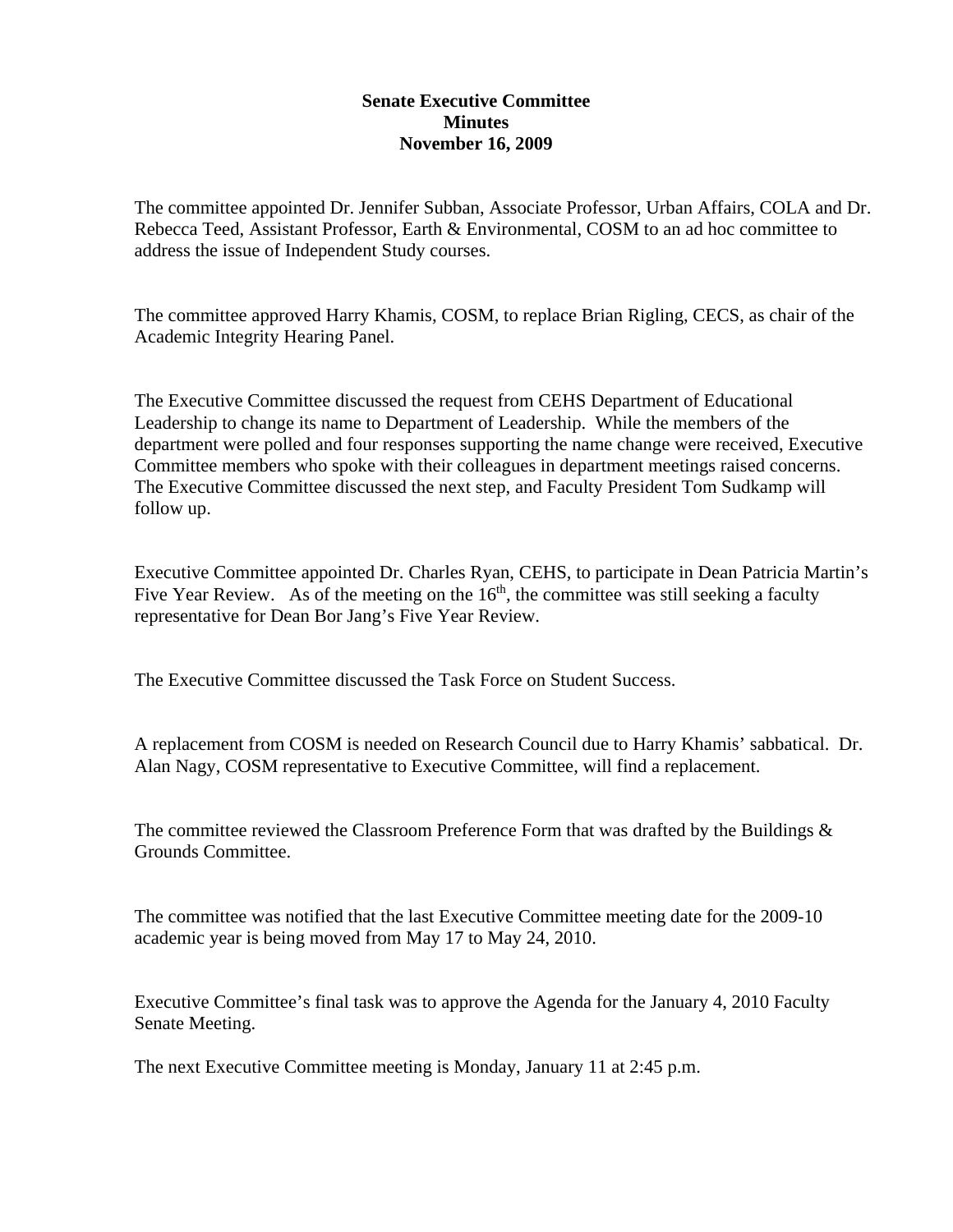**Senate Executive Committee**
**Minutes**
**November 16, 2009**

The committee appointed Dr. Jennifer Subban, Associate Professor, Urban Affairs, COLA and Dr. Rebecca Teed, Assistant Professor, Earth & Environmental, COSM to an ad hoc committee to address the issue of Independent Study courses.

The committee approved Harry Khamis, COSM, to replace Brian Rigling, CECS, as chair of the Academic Integrity Hearing Panel.

The Executive Committee discussed the request from CEHS Department of Educational Leadership to change its name to Department of Leadership. While the members of the department were polled and four responses supporting the name change were received, Executive Committee members who spoke with their colleagues in department meetings raised concerns. The Executive Committee discussed the next step, and Faculty President Tom Sudkamp will follow up.

Executive Committee appointed Dr. Charles Ryan, CEHS, to participate in Dean Patricia Martin's Five Year Review. As of the meeting on the 16th, the committee was still seeking a faculty representative for Dean Bor Jang's Five Year Review.

The Executive Committee discussed the Task Force on Student Success.

A replacement from COSM is needed on Research Council due to Harry Khamis' sabbatical. Dr. Alan Nagy, COSM representative to Executive Committee, will find a replacement.

The committee reviewed the Classroom Preference Form that was drafted by the Buildings & Grounds Committee.

The committee was notified that the last Executive Committee meeting date for the 2009-10 academic year is being moved from May 17 to May 24, 2010.

Executive Committee's final task was to approve the Agenda for the January 4, 2010 Faculty Senate Meeting.

The next Executive Committee meeting is Monday, January 11 at 2:45 p.m.